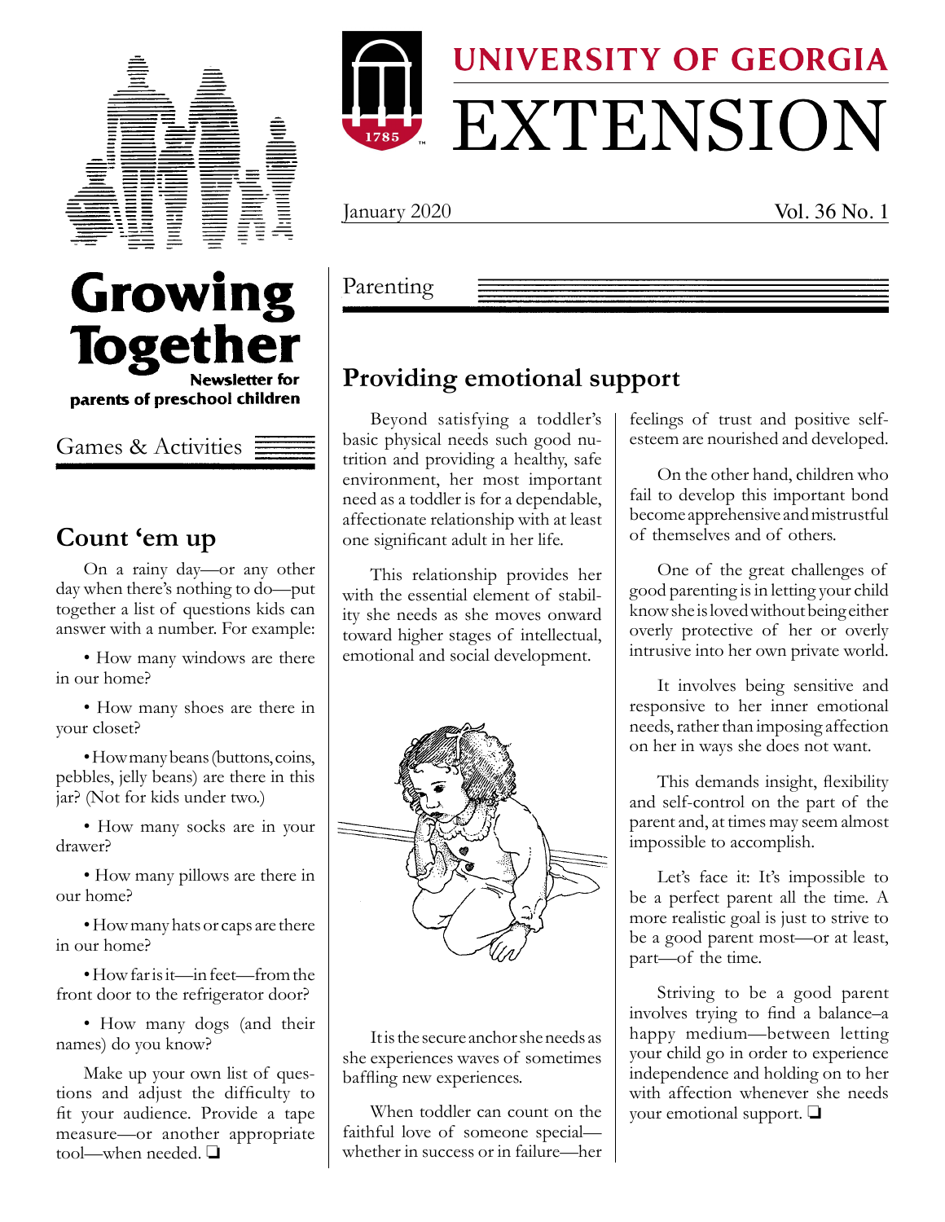# Growing Together

Newsletter for parents of preschool children

UNIVERSITY OF GEORGIA EXTENSION

January 2020 Vol. 36 No. 1

## Games & Activities

### Count 'em up

On a rainy day—or any other day when there's nothing to do—put together a list of questions kids can answer with a number. For example:

- How many windows are there in our home?
- How many shoes are there in your closet?
- How many beans (buttons, coins, pebbles, jelly beans) are there in this jar? (Not for kids under two.)
- How many socks are in your drawer?
- How many pillows are there in our home?
- How many hats or caps are there in our home?
- How far is it—in feet—from the front door to the refrigerator door?
- How many dogs (and their names) do you know?

Make up your own list of questions and adjust the difficulty to fit your audience. Provide a tape measure—or another appropriate tool—when needed. ❏

## Parenting

### Providing emotional support

Beyond satisfying a toddler's basic physical needs such good nutrition and providing a healthy, safe environment, her most important need as a toddler is for a dependable, affectionate relationship with at least one significant adult in her life.

This relationship provides her with the essential element of stability she needs as she moves onward toward higher stages of intellectual, emotional and social development.

It is the secure anchor she needs as she experiences waves of sometimes baffling new experiences.

When toddler can count on the faithful love of someone special—whether in success or in failure—her feelings of trust and positive self-esteem are nourished and developed.

On the other hand, children who fail to develop this important bond become apprehensive and mistrustful of themselves and of others.

One of the great challenges of good parenting is in letting your child know she is loved without being either overly protective of her or overly intrusive into her own private world.

It involves being sensitive and responsive to her inner emotional needs, rather than imposing affection on her in ways she does not want.

This demands insight, flexibility and self-control on the part of the parent and, at times may seem almost impossible to accomplish.

Let's face it: It's impossible to be a perfect parent all the time. A more realistic goal is just to strive to be a good parent most—or at least, part—of the time.

Striving to be a good parent involves trying to find a balance–a happy medium—between letting your child go in order to experience independence and holding on to her with affection whenever she needs your emotional support. ❏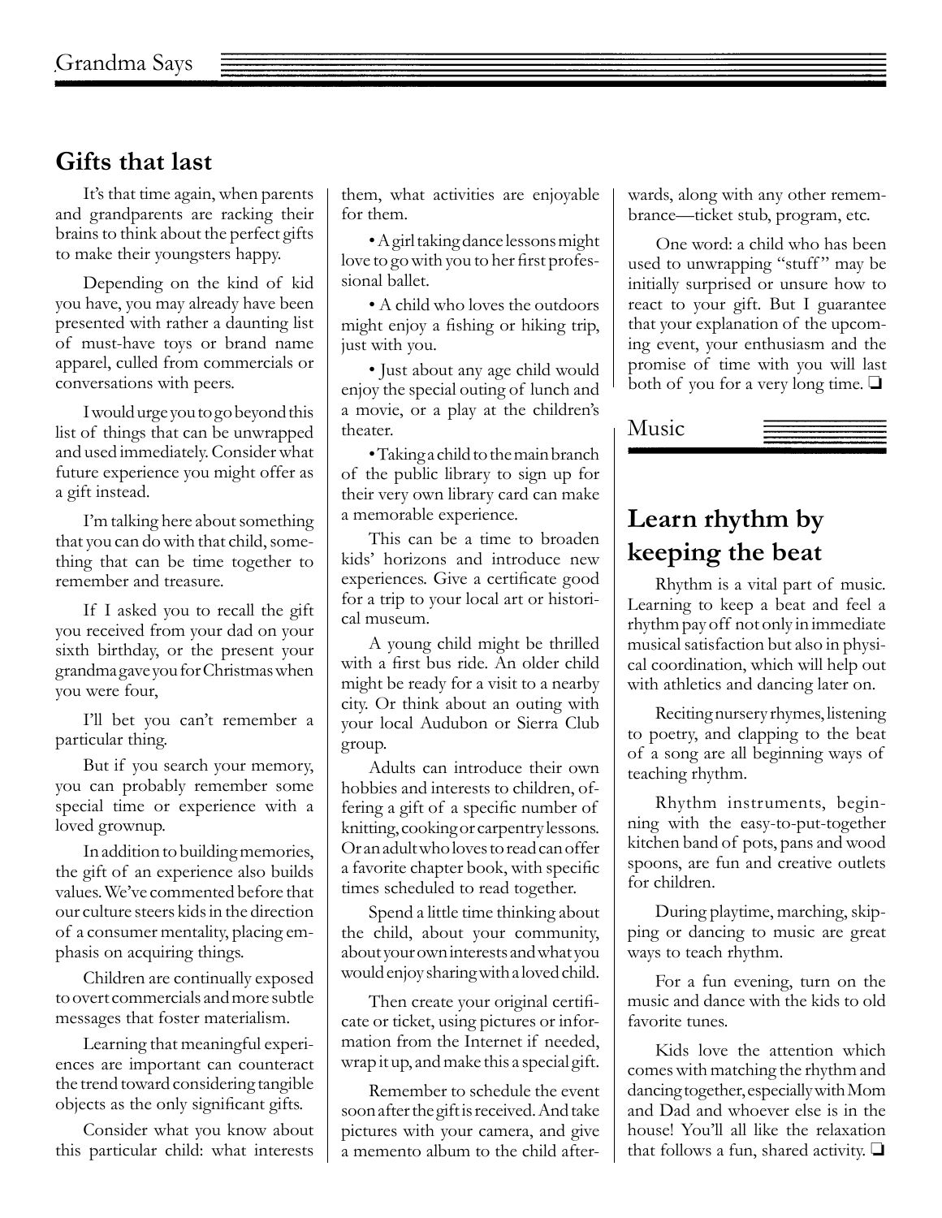## Gifts that last

It's that time again, when parents and grandparents are racking their brains to think about the perfect gifts to make their youngsters happy.

Depending on the kind of kid you have, you may already have been presented with rather a daunting list of must-have toys or brand name apparel, culled from commercials or conversations with peers.

I would urge you to go beyond this list of things that can be unwrapped and used immediately. Consider what future experience you might offer as a gift instead.

I'm talking here about something that you can do with that child, something that can be time together to remember and treasure.

If I asked you to recall the gift you received from your dad on your sixth birthday, or the present your grandma gave you for Christmas when you were four,

I'll bet you can't remember a particular thing.

But if you search your memory, you can probably remember some special time or experience with a loved grownup.

In addition to building memories, the gift of an experience also builds values. We've commented before that our culture steers kids in the direction of a consumer mentality, placing emphasis on acquiring things.

Children are continually exposed to overt commercials and more subtle messages that foster materialism.

Learning that meaningful experiences are important can counteract the trend toward considering tangible objects as the only significant gifts.

Consider what you know about this particular child: what interests them, what activities are enjoyable for them.

- A girl taking dance lessons might love to go with you to her first professional ballet.
- A child who loves the outdoors might enjoy a fishing or hiking trip, just with you.
- Just about any age child would enjoy the special outing of lunch and a movie, or a play at the children's theater.
- Taking a child to the main branch of the public library to sign up for their very own library card can make a memorable experience.

This can be a time to broaden kids' horizons and introduce new experiences. Give a certificate good for a trip to your local art or historical museum.

A young child might be thrilled with a first bus ride. An older child might be ready for a visit to a nearby city. Or think about an outing with your local Audubon or Sierra Club group.

Adults can introduce their own hobbies and interests to children, offering a gift of a specific number of knitting, cooking or carpentry lessons. Or an adult who loves to read can offer a favorite chapter book, with specific times scheduled to read together.

Spend a little time thinking about the child, about your community, about your own interests and what you would enjoy sharing with a loved child.

Then create your original certificate or ticket, using pictures or information from the Internet if needed, wrap it up, and make this a special gift.

Remember to schedule the event soon after the gift is received. And take pictures with your camera, and give a memento album to the child afterwards, along with any other remembrance—ticket stub, program, etc.

One word: a child who has been used to unwrapping "stuff" may be initially surprised or unsure how to react to your gift. But I guarantee that your explanation of the upcoming event, your enthusiasm and the promise of time with you will last both of you for a very long time. ❑

Music

## Learn rhythm by keeping the beat

Rhythm is a vital part of music. Learning to keep a beat and feel a rhythm pay off not only in immediate musical satisfaction but also in physical coordination, which will help out with athletics and dancing later on.

Reciting nursery rhymes, listening to poetry, and clapping to the beat of a song are all beginning ways of teaching rhythm.

Rhythm instruments, beginning with the easy-to-put-together kitchen band of pots, pans and wood spoons, are fun and creative outlets for children.

During playtime, marching, skipping or dancing to music are great ways to teach rhythm.

For a fun evening, turn on the music and dance with the kids to old favorite tunes.

Kids love the attention which comes with matching the rhythm and dancing together, especially with Mom and Dad and whoever else is in the house! You'll all like the relaxation that follows a fun, shared activity. ❑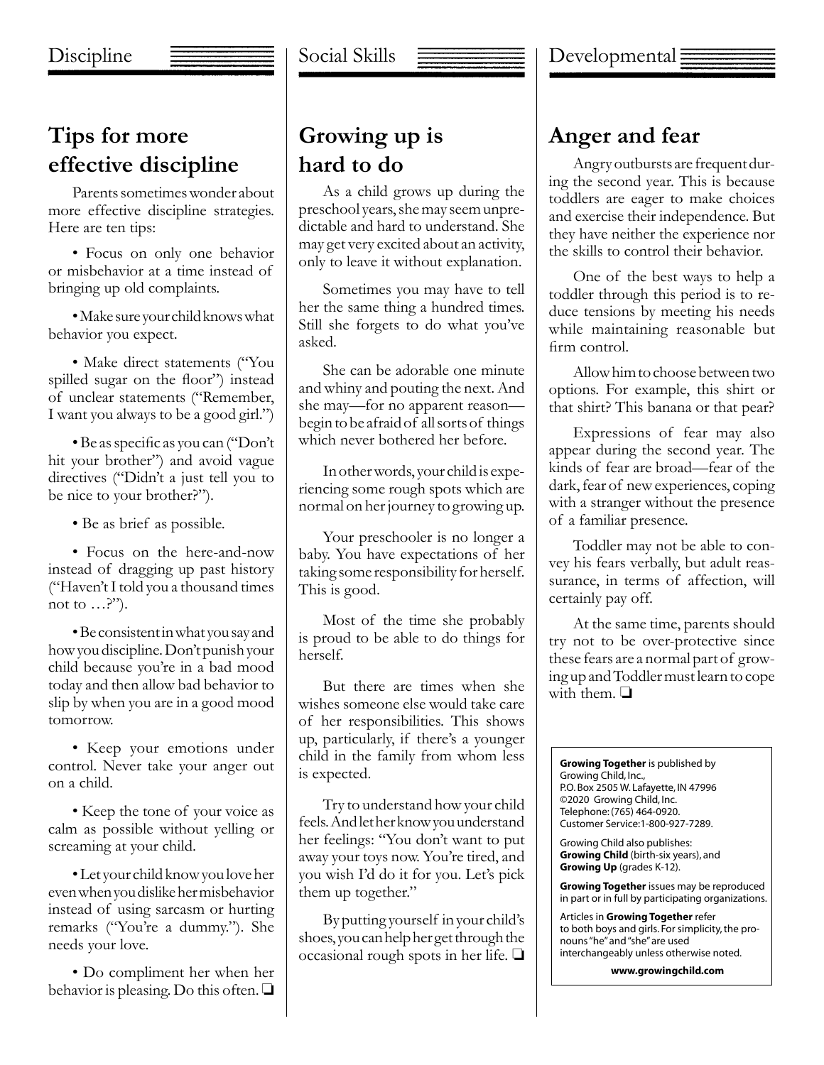Discipline

## Tips for more effective discipline

Parents sometimes wonder about more effective discipline strategies. Here are ten tips:

• Focus on only one behavior or misbehavior at a time instead of bringing up old complaints.

• Make sure your child knows what behavior you expect.

• Make direct statements ("You spilled sugar on the floor") instead of unclear statements ("Remember, I want you always to be a good girl.")

• Be as specific as you can ("Don't hit your brother") and avoid vague directives ("Didn't a just tell you to be nice to your brother?").

• Be as brief as possible.

• Focus on the here-and-now instead of dragging up past history ("Haven't I told you a thousand times not to …?").

• Be consistent in what you say and how you discipline. Don't punish your child because you're in a bad mood today and then allow bad behavior to slip by when you are in a good mood tomorrow.

• Keep your emotions under control. Never take your anger out on a child.

• Keep the tone of your voice as calm as possible without yelling or screaming at your child.

• Let your child know you love her even when you dislike her misbehavior instead of using sarcasm or hurting remarks ("You're a dummy."). She needs your love.

• Do compliment her when her behavior is pleasing. Do this often. ❑

Social Skills

## Growing up is hard to do

As a child grows up during the preschool years, she may seem unpredictable and hard to understand. She may get very excited about an activity, only to leave it without explanation.

Sometimes you may have to tell her the same thing a hundred times. Still she forgets to do what you've asked.

She can be adorable one minute and whiny and pouting the next. And she may—for no apparent reason—begin to be afraid of all sorts of things which never bothered her before.

In other words, your child is experiencing some rough spots which are normal on her journey to growing up.

Your preschooler is no longer a baby. You have expectations of her taking some responsibility for herself. This is good.

Most of the time she probably is proud to be able to do things for herself.

But there are times when she wishes someone else would take care of her responsibilities. This shows up, particularly, if there's a younger child in the family from whom less is expected.

Try to understand how your child feels. And let her know you understand her feelings: "You don't want to put away your toys now. You're tired, and you wish I'd do it for you. Let's pick them up together."

By putting yourself in your child's shoes, you can help her get through the occasional rough spots in her life. ❑

Developmental

## Anger and fear

Angry outbursts are frequent during the second year. This is because toddlers are eager to make choices and exercise their independence. But they have neither the experience nor the skills to control their behavior.

One of the best ways to help a toddler through this period is to reduce tensions by meeting his needs while maintaining reasonable but firm control.

Allow him to choose between two options. For example, this shirt or that shirt? This banana or that pear?

Expressions of fear may also appear during the second year. The kinds of fear are broad—fear of the dark, fear of new experiences, coping with a stranger without the presence of a familiar presence.

Toddler may not be able to convey his fears verbally, but adult reassurance, in terms of affection, will certainly pay off.

At the same time, parents should try not to be over-protective since these fears are a normal part of growing up and Toddler must learn to cope with them. ❑

**Growing Together** is published by Growing Child, Inc., P.O. Box 2505 W. Lafayette, IN 47996 ©2020 Growing Child, Inc. Telephone: (765) 464-0920. Customer Service: 1-800-927-7289.

Growing Child also publishes: **Growing Child** (birth-six years), and **Growing Up** (grades K-12).

**Growing Together** issues may be reproduced in part or in full by participating organizations.

Articles in **Growing Together** refer to both boys and girls. For simplicity, the pronouns "he" and "she" are used interchangeably unless otherwise noted.

**www.growingchild.com**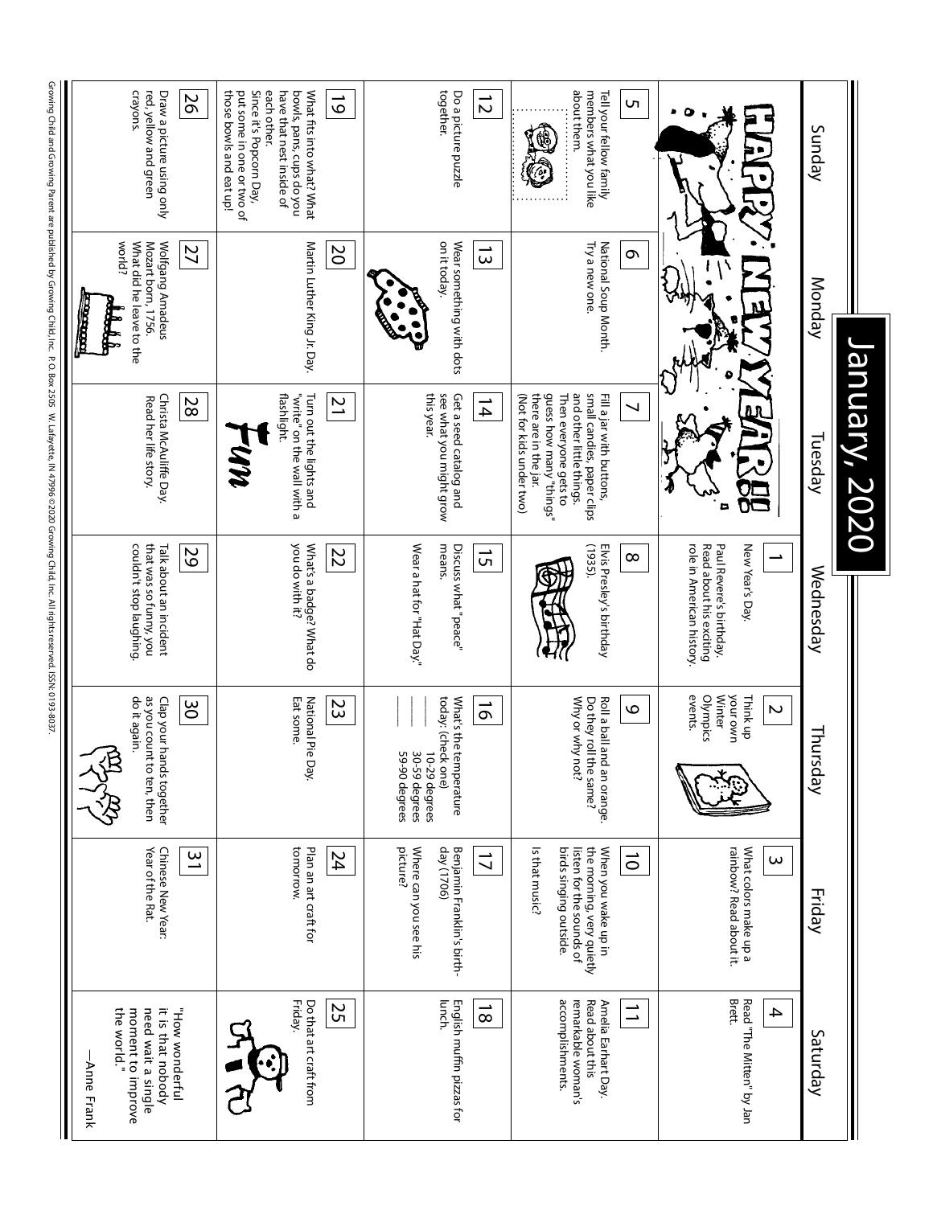# January, 2020

| Sunday | Monday | Tuesday | Wednesday | Thursday | Friday | Saturday |
|---|---|---|---|---|---|---|
| | | | 1 New Year's Day. Paul Revere's birthday. Read about his exciting role in American history. | 2 Think up your own Winter Olympics events. | 3 What colors make up a rainbow? Read about it. | 4 Read "The Mitten" by Jan Brett. |
| 5 Tell your fellow family members what you like about them. | 6 National Soup Month. Try a new one. | 7 Fill a jar with buttons, small candies, paper clips and other little things. Then everyone gets to guess how many "things" there are in the jar. (Not for kids under two) | 8 Elvis Presley's birthday (1935). | 9 Roll a ball and an orange. Do they roll the same? Why or why not? | 10 When you wake up in the morning, very quietly listen for the sounds of birds singing outside. Is that music? | 11 Amelia Earhart Day. Read about this remarkable woman's accomplishments. |
| 12 Do a picture puzzle together. | 13 Wear something with dots on it today. | 14 Get a seed catalog and see what you might grow this year. | 15 Discuss what "peace" means. Wear a hat for "Hat Day." | 16 What's the temperature today: (check one) ___ 10-29 degrees ___ 30-59 degrees ___ 59-90 degrees | 17 Benjamin Franklin's birthday (1706). Where can you see his picture? | 18 English muffin pizzas for lunch. |
| 19 What fits into what? What bowls, pans, cups do you have that nest inside of each other. Since it's Popcorn Day, put some in one or two of those bowls and eat up! | 20 Martin Luther King Jr. Day. | 21 Turn out the lights and "write" on the wall with a flashlight. | 22 What's a badge? What do you do with it? | 23 National Pie Day. Eat some. | 24 Plan an art craft for tomorrow. | 25 Do that art craft from Friday. |
| 26 Draw a picture using only red, yellow and green crayons. | 27 Wolfgang Amadeus Mozart born, 1756. What did he leave to the world? | 28 Christa McAuliffe Day. Read her life story. | 29 Talk about an incident that was so funny, you couldn't stop laughing. | 30 Clap your hands together as you count to ten, then do it again. | 31 Chinese New Year: Year of the Rat. | "How wonderful it is that nobody need wait a single moment to improve the world." —Anne Frank |

Growing Child and Growing Parent are published by Growing Child, Inc. P.O. Box 2505 W. Lafayette, IN 47996 ©2020 Growing Child, Inc. All rights reserved. ISSN: 0193-8037.